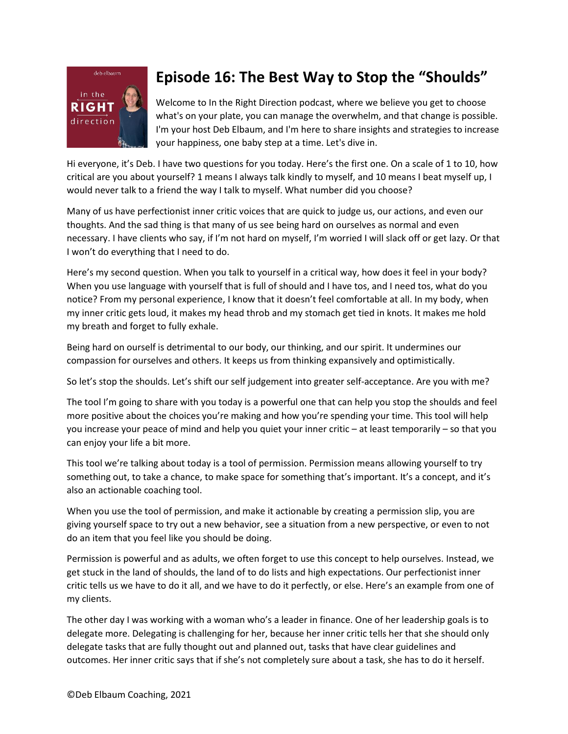# Episode 16: The Best Way to Stop the "Shoulds"

Welcome to In the Right Direction podcast, where we believe you get to choose what's on your plate, you can manage the overwhelm, and that change is possible. I'm your host Deb Elbaum, and I'm here to share insights and strategies to increase your happiness, one baby step at a time. Let's dive in.

Hi everyone, it's Deb. I have two questions for you today. Here's the first one. On a scale of 1 to 10, how critical are you about yourself? 1 means I always talk kindly to myself, and 10 means I beat myself up, I would never talk to a friend the way I talk to myself. What number did you choose?

Many of us have perfectionist inner critic voices that are quick to judge us, our actions, and even our thoughts. And the sad thing is that many of us see being hard on ourselves as normal and even necessary. I have clients who say, if I'm not hard on myself, I'm worried I will slack off or get lazy. Or that I won't do everything that I need to do.

Here's my second question. When you talk to yourself in a critical way, how does it feel in your body? When you use language with yourself that is full of should and I have tos, and I need tos, what do you notice? From my personal experience, I know that it doesn't feel comfortable at all. In my body, when my inner critic gets loud, it makes my head throb and my stomach get tied in knots. It makes me hold my breath and forget to fully exhale.

Being hard on ourself is detrimental to our body, our thinking, and our spirit. It undermines our compassion for ourselves and others. It keeps us from thinking expansively and optimistically.

So let's stop the shoulds. Let's shift our self judgement into greater self-acceptance. Are you with me?

The tool I'm going to share with you today is a powerful one that can help you stop the shoulds and feel more positive about the choices you're making and how you're spending your time. This tool will help you increase your peace of mind and help you quiet your inner critic – at least temporarily – so that you can enjoy your life a bit more.

This tool we're talking about today is a tool of permission. Permission means allowing yourself to try something out, to take a chance, to make space for something that's important. It's a concept, and it's also an actionable coaching tool.

When you use the tool of permission, and make it actionable by creating a permission slip, you are giving yourself space to try out a new behavior, see a situation from a new perspective, or even to not do an item that you feel like you should be doing.

Permission is powerful and as adults, we often forget to use this concept to help ourselves. Instead, we get stuck in the land of shoulds, the land of to do lists and high expectations. Our perfectionist inner critic tells us we have to do it all, and we have to do it perfectly, or else. Here's an example from one of my clients.

The other day I was working with a woman who's a leader in finance. One of her leadership goals is to delegate more. Delegating is challenging for her, because her inner critic tells her that she should only delegate tasks that are fully thought out and planned out, tasks that have clear guidelines and outcomes. Her inner critic says that if she's not completely sure about a task, she has to do it herself.

©Deb Elbaum Coaching, 2021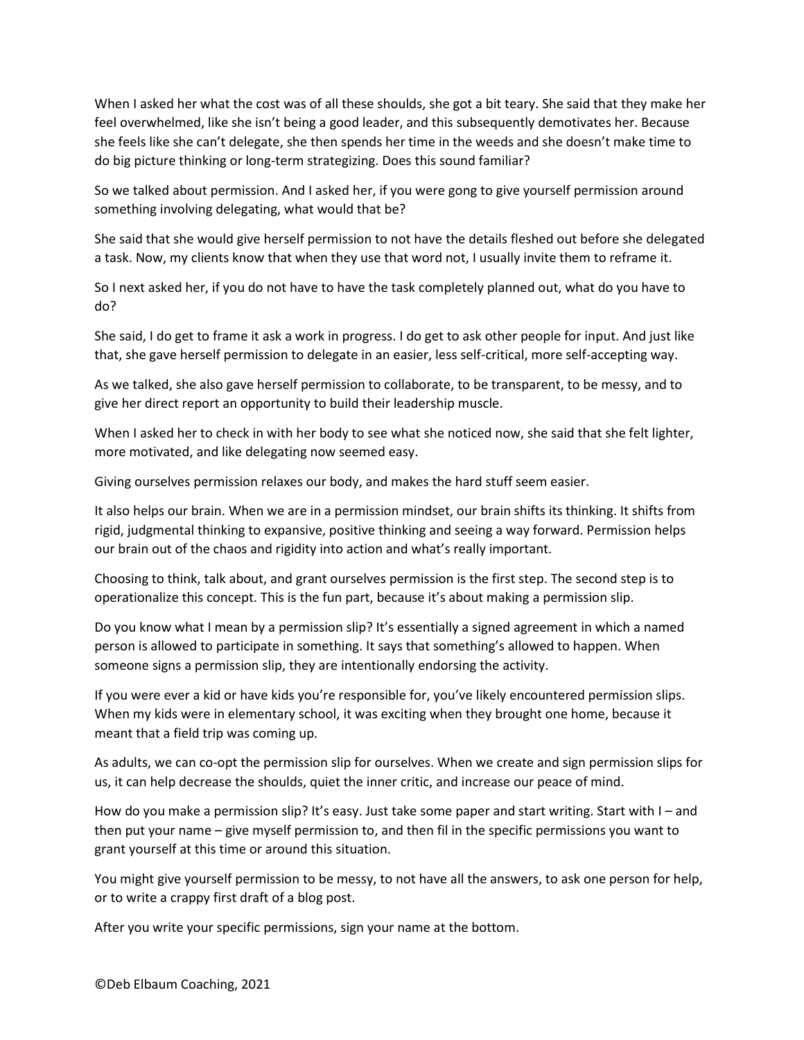When I asked her what the cost was of all these shoulds, she got a bit teary. She said that they make her feel overwhelmed, like she isn't being a good leader, and this subsequently demotivates her. Because she feels like she can't delegate, she then spends her time in the weeds and she doesn't make time to do big picture thinking or long-term strategizing. Does this sound familiar?

So we talked about permission. And I asked her, if you were gong to give yourself permission around something involving delegating, what would that be?

She said that she would give herself permission to not have the details fleshed out before she delegated a task. Now, my clients know that when they use that word not, I usually invite them to reframe it.

So I next asked her, if you do not have to have the task completely planned out, what do you have to do?

She said, I do get to frame it ask a work in progress. I do get to ask other people for input. And just like that, she gave herself permission to delegate in an easier, less self-critical, more self-accepting way.

As we talked, she also gave herself permission to collaborate, to be transparent, to be messy, and to give her direct report an opportunity to build their leadership muscle.

When I asked her to check in with her body to see what she noticed now, she said that she felt lighter, more motivated, and like delegating now seemed easy.

Giving ourselves permission relaxes our body, and makes the hard stuff seem easier.

It also helps our brain. When we are in a permission mindset, our brain shifts its thinking. It shifts from rigid, judgmental thinking to expansive, positive thinking and seeing a way forward. Permission helps our brain out of the chaos and rigidity into action and what's really important.

Choosing to think, talk about, and grant ourselves permission is the first step. The second step is to operationalize this concept. This is the fun part, because it's about making a permission slip.

Do you know what I mean by a permission slip? It's essentially a signed agreement in which a named person is allowed to participate in something. It says that something's allowed to happen. When someone signs a permission slip, they are intentionally endorsing the activity.

If you were ever a kid or have kids you're responsible for, you've likely encountered permission slips. When my kids were in elementary school, it was exciting when they brought one home, because it meant that a field trip was coming up.

As adults, we can co-opt the permission slip for ourselves. When we create and sign permission slips for us, it can help decrease the shoulds, quiet the inner critic, and increase our peace of mind.

How do you make a permission slip? It's easy. Just take some paper and start writing. Start with I – and then put your name – give myself permission to, and then fil in the specific permissions you want to grant yourself at this time or around this situation.

You might give yourself permission to be messy, to not have all the answers, to ask one person for help, or to write a crappy first draft of a blog post.

After you write your specific permissions, sign your name at the bottom.

©Deb Elbaum Coaching, 2021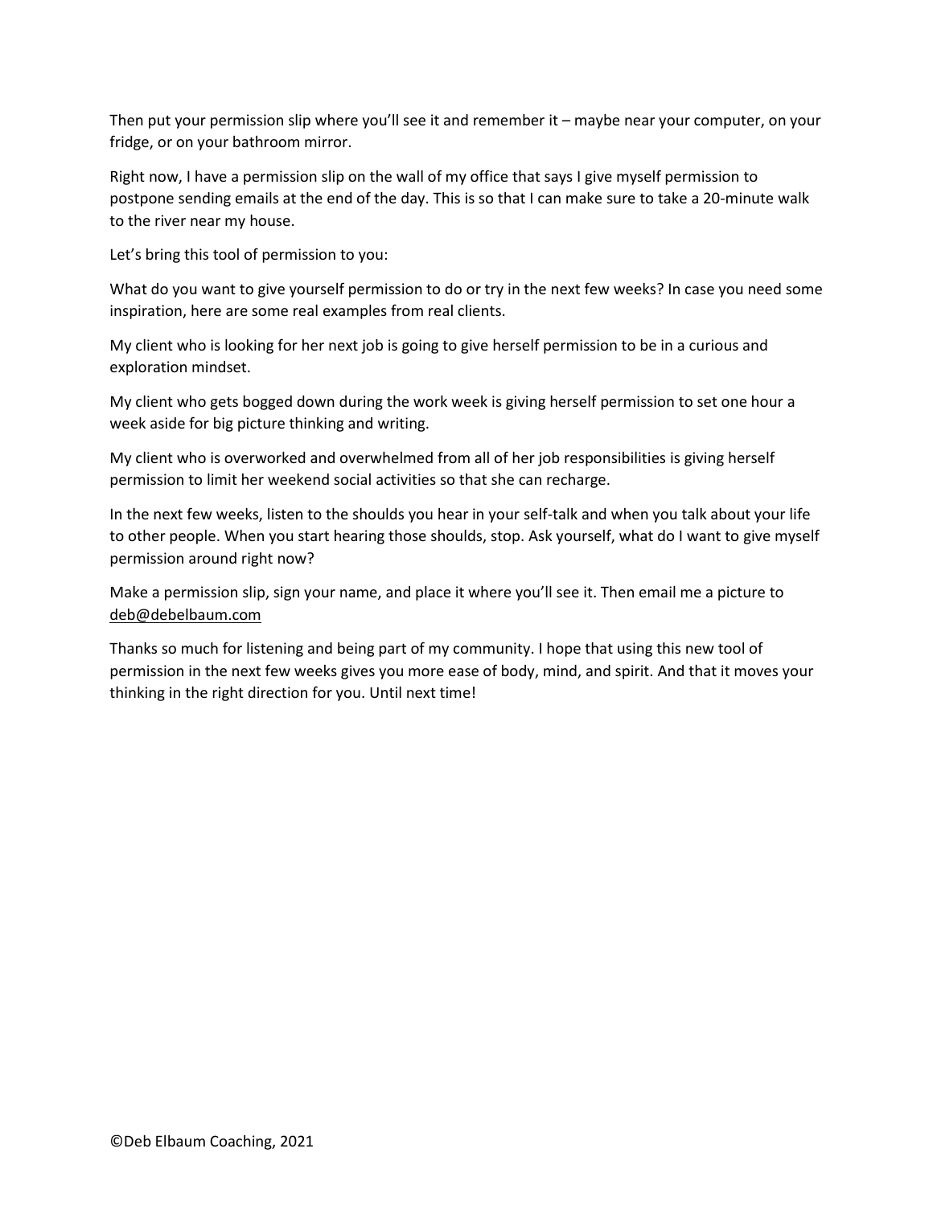Then put your permission slip where you'll see it and remember it – maybe near your computer, on your fridge, or on your bathroom mirror.

Right now, I have a permission slip on the wall of my office that says I give myself permission to postpone sending emails at the end of the day. This is so that I can make sure to take a 20-minute walk to the river near my house.

Let's bring this tool of permission to you:

What do you want to give yourself permission to do or try in the next few weeks? In case you need some inspiration, here are some real examples from real clients.

My client who is looking for her next job is going to give herself permission to be in a curious and exploration mindset.

My client who gets bogged down during the work week is giving herself permission to set one hour a week aside for big picture thinking and writing.

My client who is overworked and overwhelmed from all of her job responsibilities is giving herself permission to limit her weekend social activities so that she can recharge.

In the next few weeks, listen to the shoulds you hear in your self-talk and when you talk about your life to other people. When you start hearing those shoulds, stop. Ask yourself, what do I want to give myself permission around right now?

Make a permission slip, sign your name, and place it where you'll see it. Then email me a picture to deb@debelbaum.com

Thanks so much for listening and being part of my community. I hope that using this new tool of permission in the next few weeks gives you more ease of body, mind, and spirit. And that it moves your thinking in the right direction for you. Until next time!